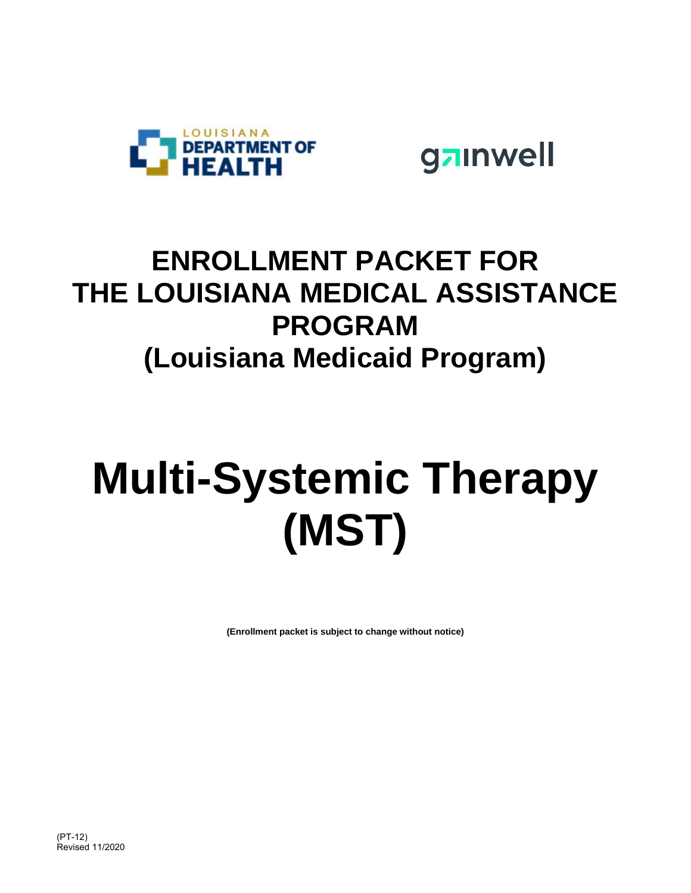LOUISIANA DEPARTMENT OF HEALTH

gainwell

# ENROLLMENT PACKET FOR THE LOUISIANA MEDICAL ASSISTANCE PROGRAM (Louisiana Medicaid Program)

# Multi-Systemic Therapy (MST)

**(Enrollment packet is subject to change without notice)**

(PT-12)
Revised 11/2020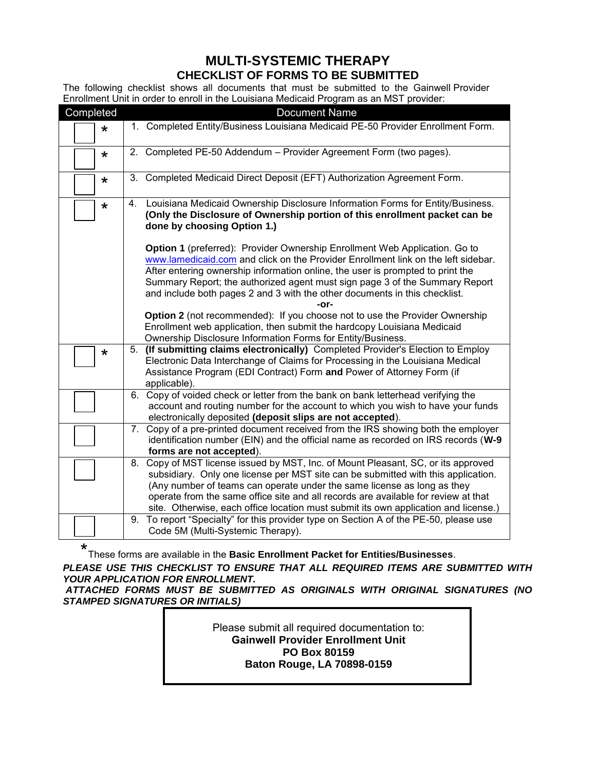# MULTI-SYSTEMIC THERAPY

## CHECKLIST OF FORMS TO BE SUBMITTED

The following checklist shows all documents that must be submitted to the Gainwell Provider Enrollment Unit in order to enroll in the Louisiana Medicaid Program as an MST provider:

| Completed | Document Name |
|---|---|
| ☐ * | 1. Completed Entity/Business Louisiana Medicaid PE-50 Provider Enrollment Form. |
| ☐ * | 2. Completed PE-50 Addendum – Provider Agreement Form (two pages). |
| ☐ * | 3. Completed Medicaid Direct Deposit (EFT) Authorization Agreement Form. |
| ☐ * | 4. Louisiana Medicaid Ownership Disclosure Information Forms for Entity/Business. **(Only the Disclosure of Ownership portion of this enrollment packet can be done by choosing Option 1.)**<br><br>**Option 1** (preferred): Provider Ownership Enrollment Web Application. Go to www.lamedicaid.com and click on the Provider Enrollment link on the left sidebar. After entering ownership information online, the user is prompted to print the Summary Report; the authorized agent must sign page 3 of the Summary Report and include both pages 2 and 3 with the other documents in this checklist.<br>**-or-**<br>**Option 2** (not recommended): If you choose not to use the Provider Ownership Enrollment web application, then submit the hardcopy Louisiana Medicaid Ownership Disclosure Information Forms for Entity/Business. |
| ☐ * | 5. **(If submitting claims electronically)** Completed Provider's Election to Employ Electronic Data Interchange of Claims for Processing in the Louisiana Medical Assistance Program (EDI Contract) Form **and** Power of Attorney Form (if applicable). |
| ☐ | 6. Copy of voided check or letter from the bank on bank letterhead verifying the account and routing number for the account to which you wish to have your funds electronically deposited **(deposit slips are not accepted)**. |
| ☐ | 7. Copy of a pre-printed document received from the IRS showing both the employer identification number (EIN) and the official name as recorded on IRS records (**W-9 forms are not accepted**). |
| ☐ | 8. Copy of MST license issued by MST, Inc. of Mount Pleasant, SC, or its approved subsidiary. Only one license per MST site can be submitted with this application. (Any number of teams can operate under the same license as long as they operate from the same office site and all records are available for review at that site. Otherwise, each office location must submit its own application and license.) |
| ☐ | 9. To report "Specialty" for this provider type on Section A of the PE-50, please use Code 5M (Multi-Systemic Therapy). |

*These forms are available in the **Basic Enrollment Packet for Entities/Businesses**.

***PLEASE USE THIS CHECKLIST TO ENSURE THAT ALL REQUIRED ITEMS ARE SUBMITTED WITH YOUR APPLICATION FOR ENROLLMENT.***

***ATTACHED FORMS MUST BE SUBMITTED AS ORIGINALS WITH ORIGINAL SIGNATURES (NO STAMPED SIGNATURES OR INITIALS)***

Please submit all required documentation to:
**Gainwell Provider Enrollment Unit**
**PO Box 80159**
**Baton Rouge, LA 70898-0159**